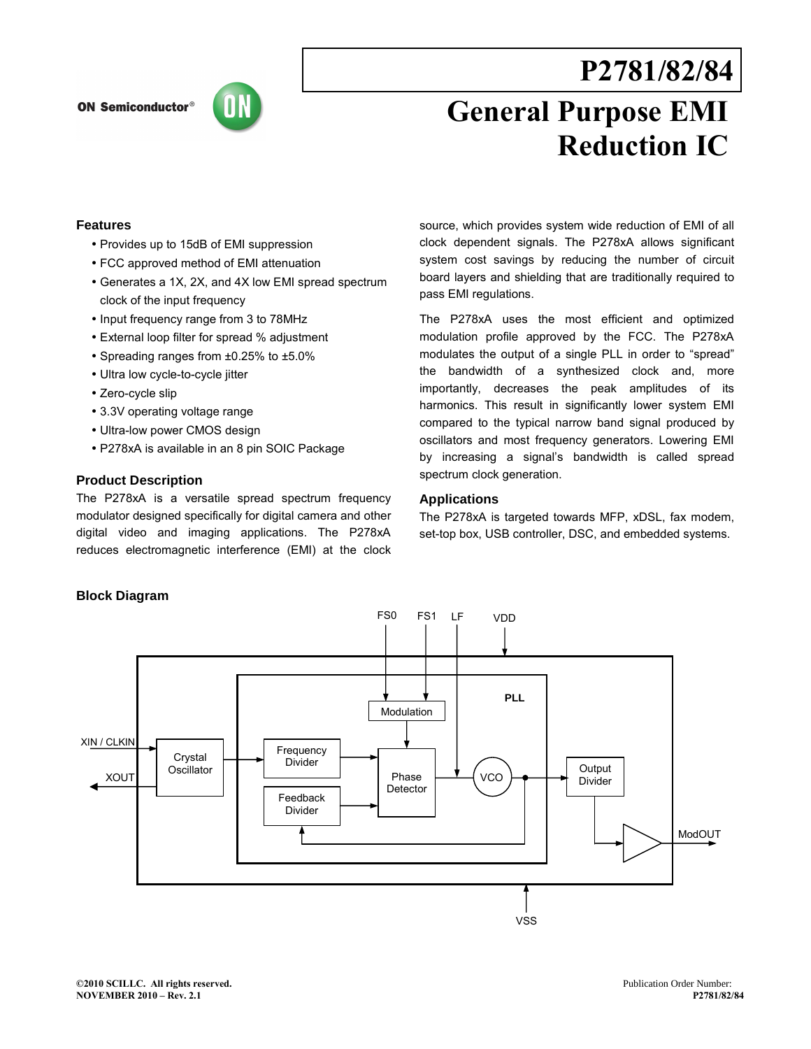# P2781/82/84

# General Purpose EMI Reduction IC

ON Semiconductor®

## Features

- Provides up to 15dB of EMI suppression
- FCC approved method of EMI attenuation
- Generates a 1X, 2X, and 4X low EMI spread spectrum clock of the input frequency
- Input frequency range from 3 to 78MHz
- External loop filter for spread % adjustment
- Spreading ranges from ±0.25% to ±5.0%
- Ultra low cycle-to-cycle jitter
- Zero-cycle slip
- 3.3V operating voltage range
- Ultra-low power CMOS design
- P278xA is available in an 8 pin SOIC Package

## Product Description

The P278xA is a versatile spread spectrum frequency modulator designed specifically for digital camera and other digital video and imaging applications. The P278xA reduces electromagnetic interference (EMI) at the clock source, which provides system wide reduction of EMI of all clock dependent signals. The P278xA allows significant system cost savings by reducing the number of circuit board layers and shielding that are traditionally required to pass EMI regulations.

The P278xA uses the most efficient and optimized modulation profile approved by the FCC. The P278xA modulates the output of a single PLL in order to “spread” the bandwidth of a synthesized clock and, more importantly, decreases the peak amplitudes of its harmonics. This result in significantly lower system EMI compared to the typical narrow band signal produced by oscillators and most frequency generators. Lowering EMI by increasing a signal’s bandwidth is called spread spectrum clock generation.

## Applications

The P278xA is targeted towards MFP, xDSL, fax modem, set-top box, USB controller, DSC, and embedded systems.

## Block Diagram

FS0 FS1 LF VDD

XIN / CLKIN — Crystal Oscillator — XOUT

PLL: Modulation, Frequency Divider, Feedback Divider, Phase Detector, VCO

Output Divider — ModOUT

VSS

©2010 SCILLC. All rights reserved.
NOVEMBER 2010 – Rev. 2.1

Publication Order Number:
P2781/82/84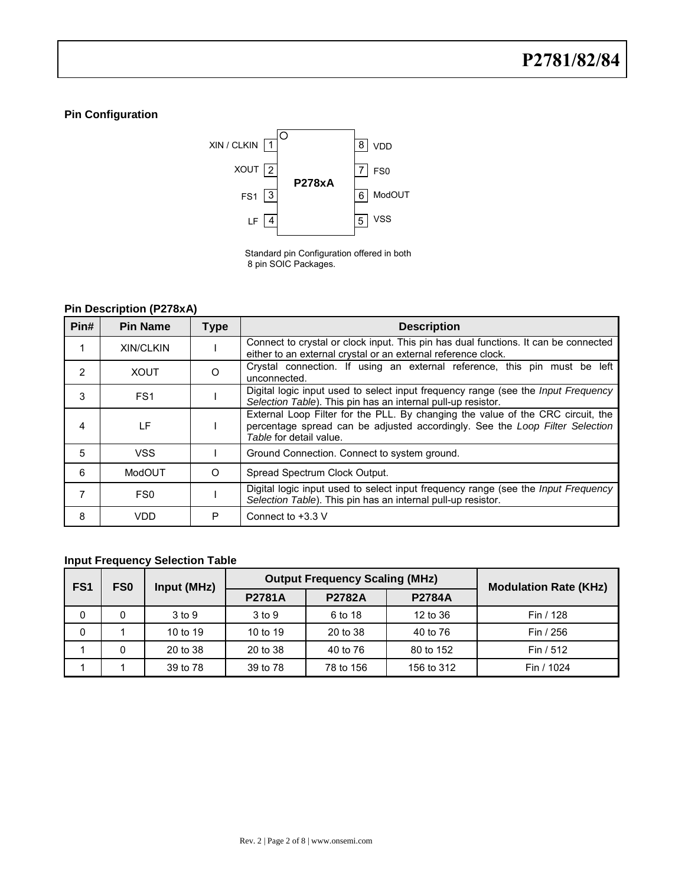## Pin Configuration

| Pin | Left side | | Pin | Right side |
|---|---|---|---|---|
| 1 | XIN / CLKIN | **P278xA** | 8 | VDD |
| 2 | XOUT | | 7 | FS0 |
| 3 | FS1 | | 6 | ModOUT |
| 4 | LF | | 5 | VSS |

Standard pin Configuration offered in both 8 pin SOIC Packages.

## Pin Description (P278xA)

| Pin# | Pin Name | Type | Description |
|---|---|---|---|
| 1 | XIN/CLKIN | I | Connect to crystal or clock input. This pin has dual functions. It can be connected either to an external crystal or an external reference clock. |
| 2 | XOUT | O | Crystal connection. If using an external reference, this pin must be left unconnected. |
| 3 | FS1 | I | Digital logic input used to select input frequency range (see the *Input Frequency Selection Table*). This pin has an internal pull-up resistor. |
| 4 | LF | I | External Loop Filter for the PLL. By changing the value of the CRC circuit, the percentage spread can be adjusted accordingly. See the *Loop Filter Selection Table* for detail value. |
| 5 | VSS | I | Ground Connection. Connect to system ground. |
| 6 | ModOUT | O | Spread Spectrum Clock Output. |
| 7 | FS0 | I | Digital logic input used to select input frequency range (see the *Input Frequency Selection Table*). This pin has an internal pull-up resistor. |
| 8 | VDD | P | Connect to +3.3 V |

## Input Frequency Selection Table

| FS1 | FS0 | Input (MHz) | Output Frequency Scaling (MHz) | | | Modulation Rate (KHz) |
|---|---|---|---|---|---|---|
| | | | P2781A | P2782A | P2784A | |
| 0 | 0 | 3 to 9 | 3 to 9 | 6 to 18 | 12 to 36 | Fin / 128 |
| 0 | 1 | 10 to 19 | 10 to 19 | 20 to 38 | 40 to 76 | Fin / 256 |
| 1 | 0 | 20 to 38 | 20 to 38 | 40 to 76 | 80 to 152 | Fin / 512 |
| 1 | 1 | 39 to 78 | 39 to 78 | 78 to 156 | 156 to 312 | Fin / 1024 |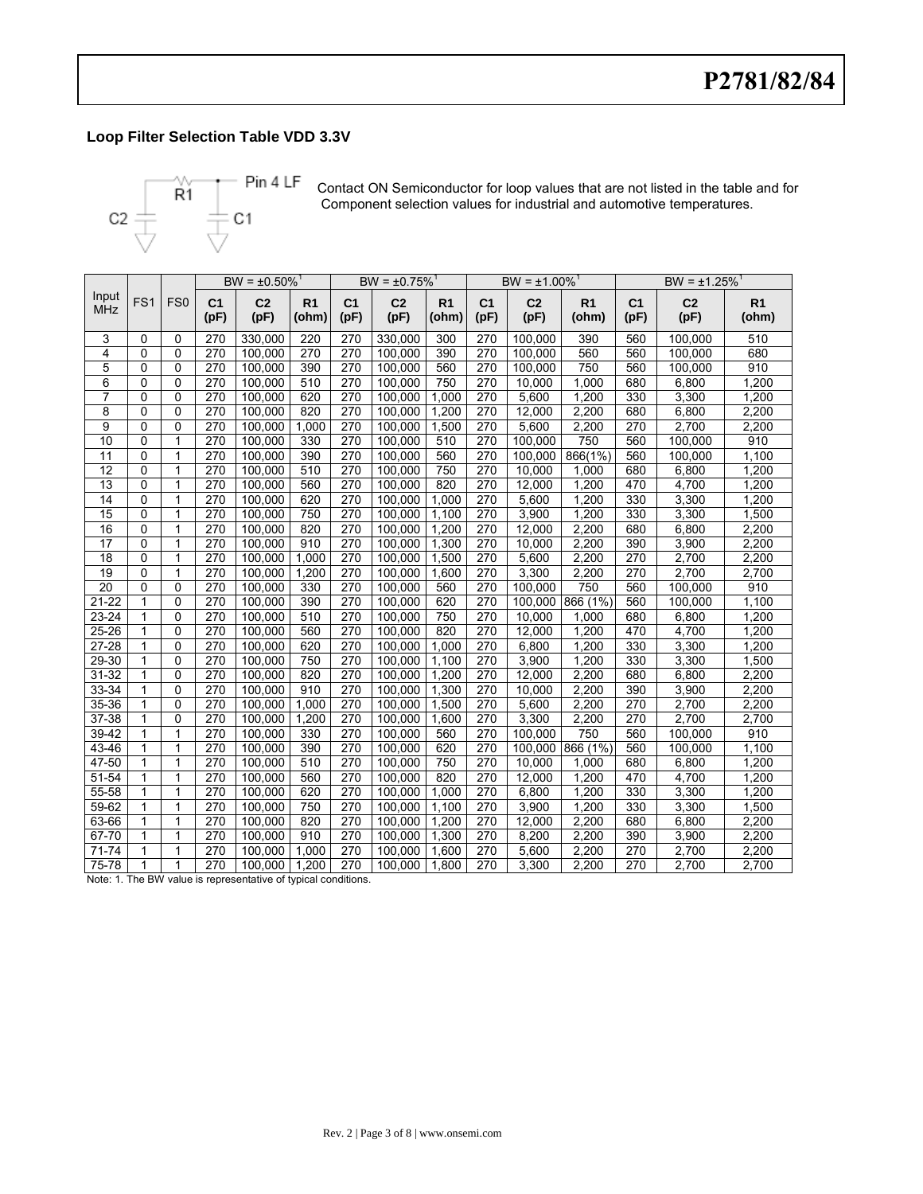## Loop Filter Selection Table VDD 3.3V

R1 — Pin 4 LF

C2 — C1

Contact ON Semiconductor for loop values that are not listed in the table and for Component selection values for industrial and automotive temperatures.

| Input MHz | FS1 | FS0 | BW = ±0.50%[1] | | | BW = ±0.75%[1] | | | BW = ±1.00%[1] | | | BW = ±1.25%[1] | | |
|---|---|---|---|---|---|---|---|---|---|---|---|---|---|---|
| | | | C1 (pF) | C2 (pF) | R1 (ohm) | C1 (pF) | C2 (pF) | R1 (ohm) | C1 (pF) | C2 (pF) | R1 (ohm) | C1 (pF) | C2 (pF) | R1 (ohm) |
| 3 | 0 | 0 | 270 | 330,000 | 220 | 270 | 330,000 | 300 | 270 | 100,000 | 390 | 560 | 100,000 | 510 |
| 4 | 0 | 0 | 270 | 100,000 | 270 | 270 | 100,000 | 390 | 270 | 100,000 | 560 | 560 | 100,000 | 680 |
| 5 | 0 | 0 | 270 | 100,000 | 390 | 270 | 100,000 | 560 | 270 | 100,000 | 750 | 560 | 100,000 | 910 |
| 6 | 0 | 0 | 270 | 100,000 | 510 | 270 | 100,000 | 750 | 270 | 10,000 | 1,000 | 680 | 6,800 | 1,200 |
| 7 | 0 | 0 | 270 | 100,000 | 620 | 270 | 100,000 | 1,000 | 270 | 5,600 | 1,200 | 330 | 3,300 | 1,200 |
| 8 | 0 | 0 | 270 | 100,000 | 820 | 270 | 100,000 | 1,200 | 270 | 12,000 | 2,200 | 680 | 6,800 | 2,200 |
| 9 | 0 | 0 | 270 | 100,000 | 1,000 | 270 | 100,000 | 1,500 | 270 | 5,600 | 2,200 | 270 | 2,700 | 2,200 |
| 10 | 0 | 1 | 270 | 100,000 | 330 | 270 | 100,000 | 510 | 270 | 100,000 | 750 | 560 | 100,000 | 910 |
| 11 | 0 | 1 | 270 | 100,000 | 390 | 270 | 100,000 | 560 | 270 | 100,000 | 866(1%) | 560 | 100,000 | 1,100 |
| 12 | 0 | 1 | 270 | 100,000 | 510 | 270 | 100,000 | 750 | 270 | 10,000 | 1,000 | 680 | 6,800 | 1,200 |
| 13 | 0 | 1 | 270 | 100,000 | 560 | 270 | 100,000 | 820 | 270 | 12,000 | 1,200 | 470 | 4,700 | 1,200 |
| 14 | 0 | 1 | 270 | 100,000 | 620 | 270 | 100,000 | 1,000 | 270 | 5,600 | 1,200 | 330 | 3,300 | 1,200 |
| 15 | 0 | 1 | 270 | 100,000 | 750 | 270 | 100,000 | 1,100 | 270 | 3,900 | 1,200 | 330 | 3,300 | 1,500 |
| 16 | 0 | 1 | 270 | 100,000 | 820 | 270 | 100,000 | 1,200 | 270 | 12,000 | 2,200 | 680 | 6,800 | 2,200 |
| 17 | 0 | 1 | 270 | 100,000 | 910 | 270 | 100,000 | 1,300 | 270 | 10,000 | 2,200 | 390 | 3,900 | 2,200 |
| 18 | 0 | 1 | 270 | 100,000 | 1,000 | 270 | 100,000 | 1,500 | 270 | 5,600 | 2,200 | 270 | 2,700 | 2,200 |
| 19 | 0 | 1 | 270 | 100,000 | 1,200 | 270 | 100,000 | 1,600 | 270 | 3,300 | 2,200 | 270 | 2,700 | 2,700 |
| 20 | 0 | 0 | 270 | 100,000 | 330 | 270 | 100,000 | 560 | 270 | 100,000 | 750 | 560 | 100,000 | 910 |
| 21-22 | 1 | 0 | 270 | 100,000 | 390 | 270 | 100,000 | 620 | 270 | 100,000 | 866 (1%) | 560 | 100,000 | 1,100 |
| 23-24 | 1 | 0 | 270 | 100,000 | 510 | 270 | 100,000 | 750 | 270 | 10,000 | 1,000 | 680 | 6,800 | 1,200 |
| 25-26 | 1 | 0 | 270 | 100,000 | 560 | 270 | 100,000 | 820 | 270 | 12,000 | 1,200 | 470 | 4,700 | 1,200 |
| 27-28 | 1 | 0 | 270 | 100,000 | 620 | 270 | 100,000 | 1,000 | 270 | 6,800 | 1,200 | 330 | 3,300 | 1,200 |
| 29-30 | 1 | 0 | 270 | 100,000 | 750 | 270 | 100,000 | 1,100 | 270 | 3,900 | 1,200 | 330 | 3,300 | 1,500 |
| 31-32 | 1 | 0 | 270 | 100,000 | 820 | 270 | 100,000 | 1,200 | 270 | 12,000 | 2,200 | 680 | 6,800 | 2,200 |
| 33-34 | 1 | 0 | 270 | 100,000 | 910 | 270 | 100,000 | 1,300 | 270 | 10,000 | 2,200 | 390 | 3,900 | 2,200 |
| 35-36 | 1 | 0 | 270 | 100,000 | 1,000 | 270 | 100,000 | 1,500 | 270 | 5,600 | 2,200 | 270 | 2,700 | 2,200 |
| 37-38 | 1 | 0 | 270 | 100,000 | 1,200 | 270 | 100,000 | 1,600 | 270 | 3,300 | 2,200 | 270 | 2,700 | 2,700 |
| 39-42 | 1 | 1 | 270 | 100,000 | 330 | 270 | 100,000 | 560 | 270 | 100,000 | 750 | 560 | 100,000 | 910 |
| 43-46 | 1 | 1 | 270 | 100,000 | 390 | 270 | 100,000 | 620 | 270 | 100,000 | 866 (1%) | 560 | 100,000 | 1,100 |
| 47-50 | 1 | 1 | 270 | 100,000 | 510 | 270 | 100,000 | 750 | 270 | 10,000 | 1,000 | 680 | 6,800 | 1,200 |
| 51-54 | 1 | 1 | 270 | 100,000 | 560 | 270 | 100,000 | 820 | 270 | 12,000 | 1,200 | 470 | 4,700 | 1,200 |
| 55-58 | 1 | 1 | 270 | 100,000 | 620 | 270 | 100,000 | 1,000 | 270 | 6,800 | 1,200 | 330 | 3,300 | 1,200 |
| 59-62 | 1 | 1 | 270 | 100,000 | 750 | 270 | 100,000 | 1,100 | 270 | 3,900 | 1,200 | 330 | 3,300 | 1,500 |
| 63-66 | 1 | 1 | 270 | 100,000 | 820 | 270 | 100,000 | 1,200 | 270 | 12,000 | 2,200 | 680 | 6,800 | 2,200 |
| 67-70 | 1 | 1 | 270 | 100,000 | 910 | 270 | 100,000 | 1,300 | 270 | 8,200 | 2,200 | 390 | 3,900 | 2,200 |
| 71-74 | 1 | 1 | 270 | 100,000 | 1,000 | 270 | 100,000 | 1,600 | 270 | 5,600 | 2,200 | 270 | 2,700 | 2,200 |
| 75-78 | 1 | 1 | 270 | 100,000 | 1,200 | 270 | 100,000 | 1,800 | 270 | 3,300 | 2,200 | 270 | 2,700 | 2,700 |

Note: 1. The BW value is representative of typical conditions.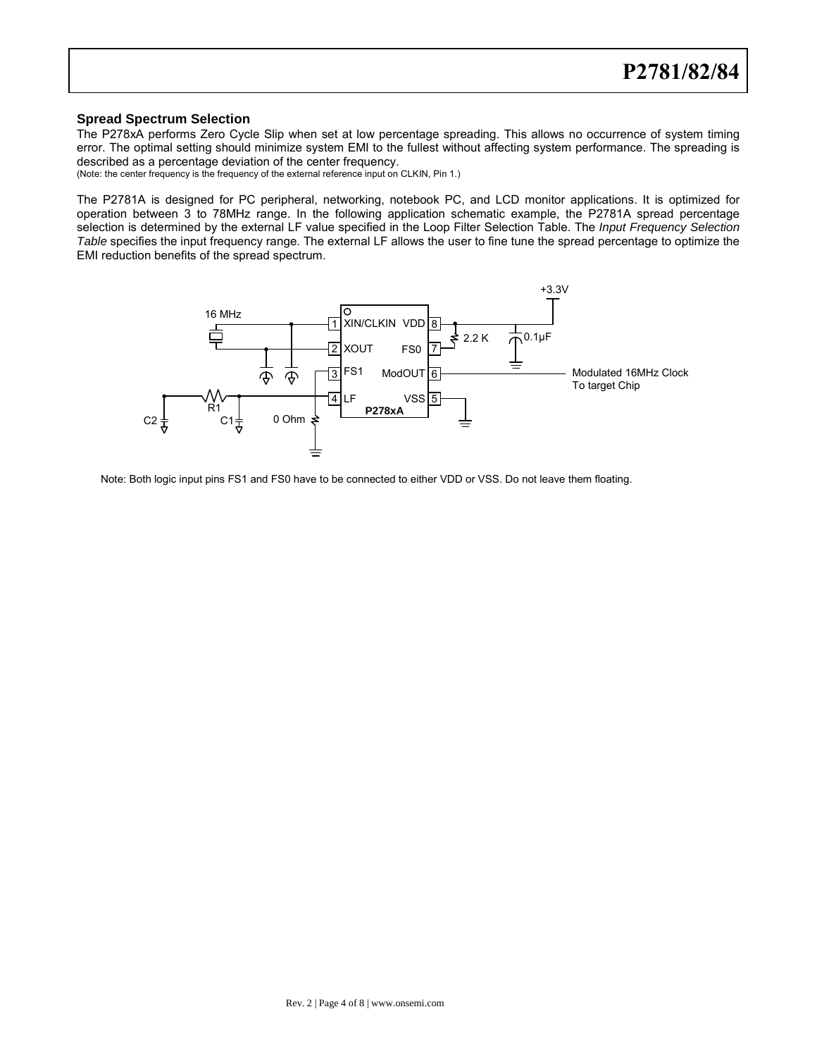### Spread Spectrum Selection

The P278xA performs Zero Cycle Slip when set at low percentage spreading. This allows no occurrence of system timing error. The optimal setting should minimize system EMI to the fullest without affecting system performance. The spreading is described as a percentage deviation of the center frequency.
(Note: the center frequency is the frequency of the external reference input on CLKIN, Pin 1.)

The P2781A is designed for PC peripheral, networking, notebook PC, and LCD monitor applications. It is optimized for operation between 3 to 78MHz range. In the following application schematic example, the P2781A spread percentage selection is determined by the external LF value specified in the Loop Filter Selection Table. The *Input Frequency Selection Table* specifies the input frequency range. The external LF allows the user to fine tune the spread percentage to optimize the EMI reduction benefits of the spread spectrum.

Note: Both logic input pins FS1 and FS0 have to be connected to either VDD or VSS. Do not leave them floating.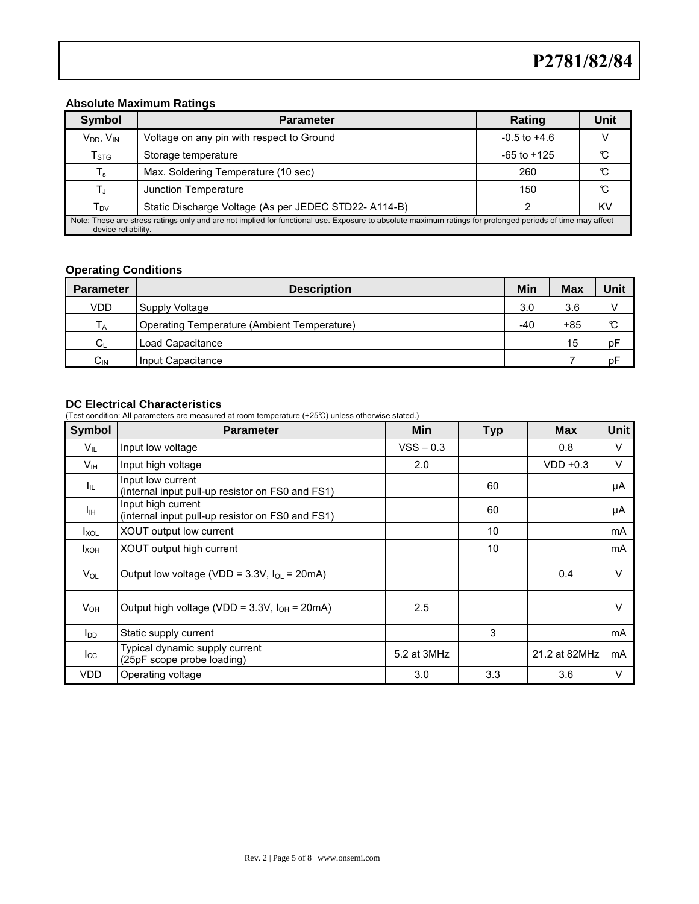### Absolute Maximum Ratings

| Symbol | Parameter | Rating | Unit |
|---|---|---|---|
| $V_{DD}$, $V_{IN}$ | Voltage on any pin with respect to Ground | -0.5 to +4.6 | V |
| $T_{STG}$ | Storage temperature | -65 to +125 | °C |
| $T_s$ | Max. Soldering Temperature (10 sec) | 260 | °C |
| $T_J$ | Junction Temperature | 150 | °C |
| $T_{DV}$ | Static Discharge Voltage (As per JEDEC STD22- A114-B) | 2 | KV |

Note: These are stress ratings only and are not implied for functional use. Exposure to absolute maximum ratings for prolonged periods of time may affect device reliability.

### Operating Conditions

| Parameter | Description | Min | Max | Unit |
|---|---|---|---|---|
| VDD | Supply Voltage | 3.0 | 3.6 | V |
| $T_A$ | Operating Temperature (Ambient Temperature) | -40 | +85 | °C |
| $C_L$ | Load Capacitance | | 15 | pF |
| $C_{IN}$ | Input Capacitance | | 7 | pF |

### DC Electrical Characteristics

(Test condition: All parameters are measured at room temperature (+25°C) unless otherwise stated.)

| Symbol | Parameter | Min | Typ | Max | Unit |
|---|---|---|---|---|---|
| $V_{IL}$ | Input low voltage | VSS – 0.3 | | 0.8 | V |
| $V_{IH}$ | Input high voltage | 2.0 | | VDD +0.3 | V |
| $I_{IL}$ | Input low current (internal input pull-up resistor on FS0 and FS1) | | 60 | | µA |
| $I_{IH}$ | Input high current (internal input pull-up resistor on FS0 and FS1) | | 60 | | µA |
| $I_{XOL}$ | XOUT output low current | | 10 | | mA |
| $I_{XOH}$ | XOUT output high current | | 10 | | mA |
| $V_{OL}$ | Output low voltage (VDD = 3.3V, $I_{OL}$ = 20mA) | | | 0.4 | V |
| $V_{OH}$ | Output high voltage (VDD = 3.3V, $I_{OH}$ = 20mA) | 2.5 | | | V |
| $I_{DD}$ | Static supply current | | 3 | | mA |
| $I_{CC}$ | Typical dynamic supply current (25pF scope probe loading) | 5.2 at 3MHz | | 21.2 at 82MHz | mA |
| VDD | Operating voltage | 3.0 | 3.3 | 3.6 | V |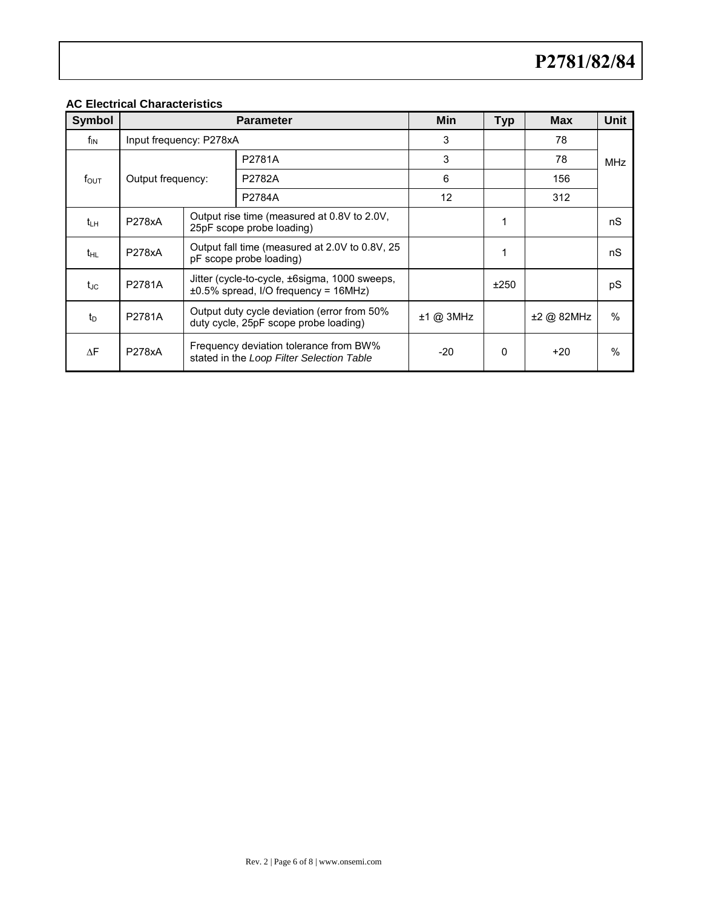### AC Electrical Characteristics

| Symbol | Parameter | | | Min | Typ | Max | Unit |
|---|---|---|---|---|---|---|---|
| $f_{IN}$ | Input frequency: P278xA | | | 3 | | 78 | MHz |
| $f_{OUT}$ | Output frequency: | | P2781A | 3 | | 78 | |
| | | | P2782A | 6 | | 156 | |
| | | | P2784A | 12 | | 312 | |
| $t_{LH}$ | P278xA | Output rise time (measured at 0.8V to 2.0V, 25pF scope probe loading) | | | 1 | | nS |
| $t_{HL}$ | P278xA | Output fall time (measured at 2.0V to 0.8V, 25 pF scope probe loading) | | | 1 | | nS |
| $t_{JC}$ | P2781A | Jitter (cycle-to-cycle, ±6sigma, 1000 sweeps, ±0.5% spread, I/O frequency = 16MHz) | | | ±250 | | pS |
| $t_D$ | P2781A | Output duty cycle deviation (error from 50% duty cycle, 25pF scope probe loading) | | ±1 @ 3MHz | | ±2 @ 82MHz | % |
| $\Delta F$ | P278xA | Frequency deviation tolerance from BW% stated in the *Loop Filter Selection Table* | | -20 | 0 | +20 | % |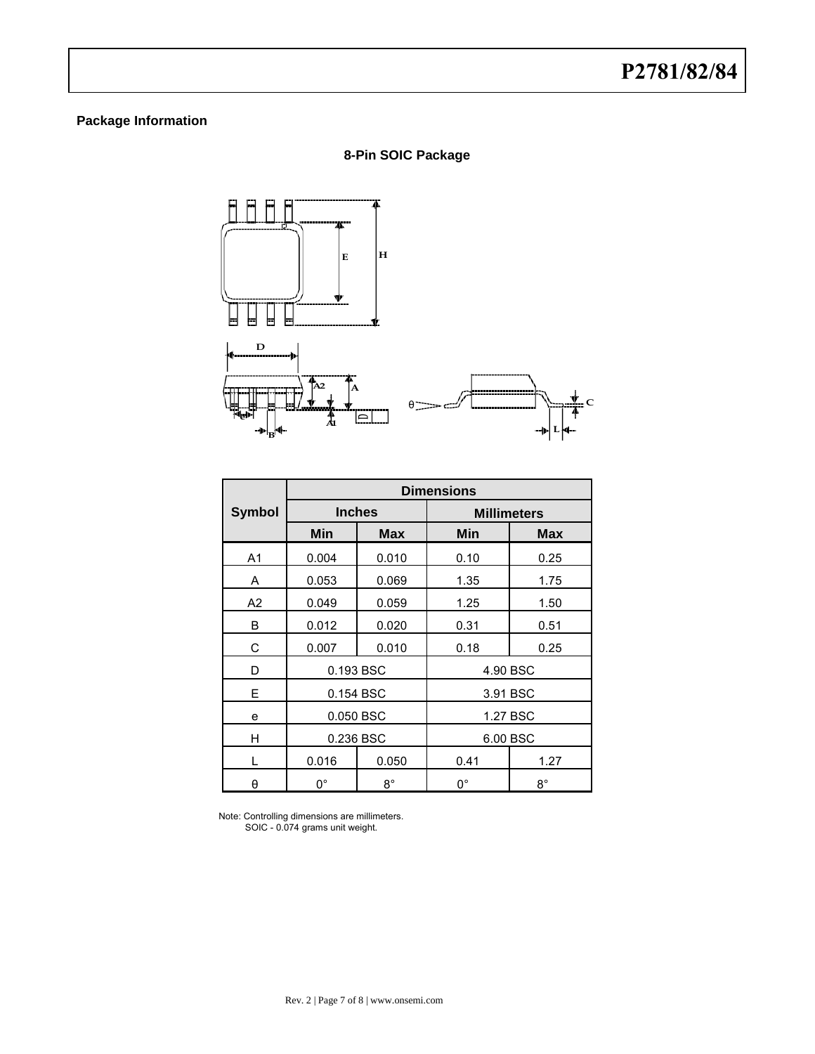## Package Information

### 8-Pin SOIC Package

| Symbol | Dimensions | | | |
|---|---|---|---|---|
| | Inches | | Millimeters | |
| | Min | Max | Min | Max |
| A1 | 0.004 | 0.010 | 0.10 | 0.25 |
| A | 0.053 | 0.069 | 1.35 | 1.75 |
| A2 | 0.049 | 0.059 | 1.25 | 1.50 |
| B | 0.012 | 0.020 | 0.31 | 0.51 |
| C | 0.007 | 0.010 | 0.18 | 0.25 |
| D | 0.193 BSC | | 4.90 BSC | |
| E | 0.154 BSC | | 3.91 BSC | |
| e | 0.050 BSC | | 1.27 BSC | |
| H | 0.236 BSC | | 6.00 BSC | |
| L | 0.016 | 0.050 | 0.41 | 1.27 |
| θ | 0° | 8° | 0° | 8° |

Note: Controlling dimensions are millimeters.
SOIC - 0.074 grams unit weight.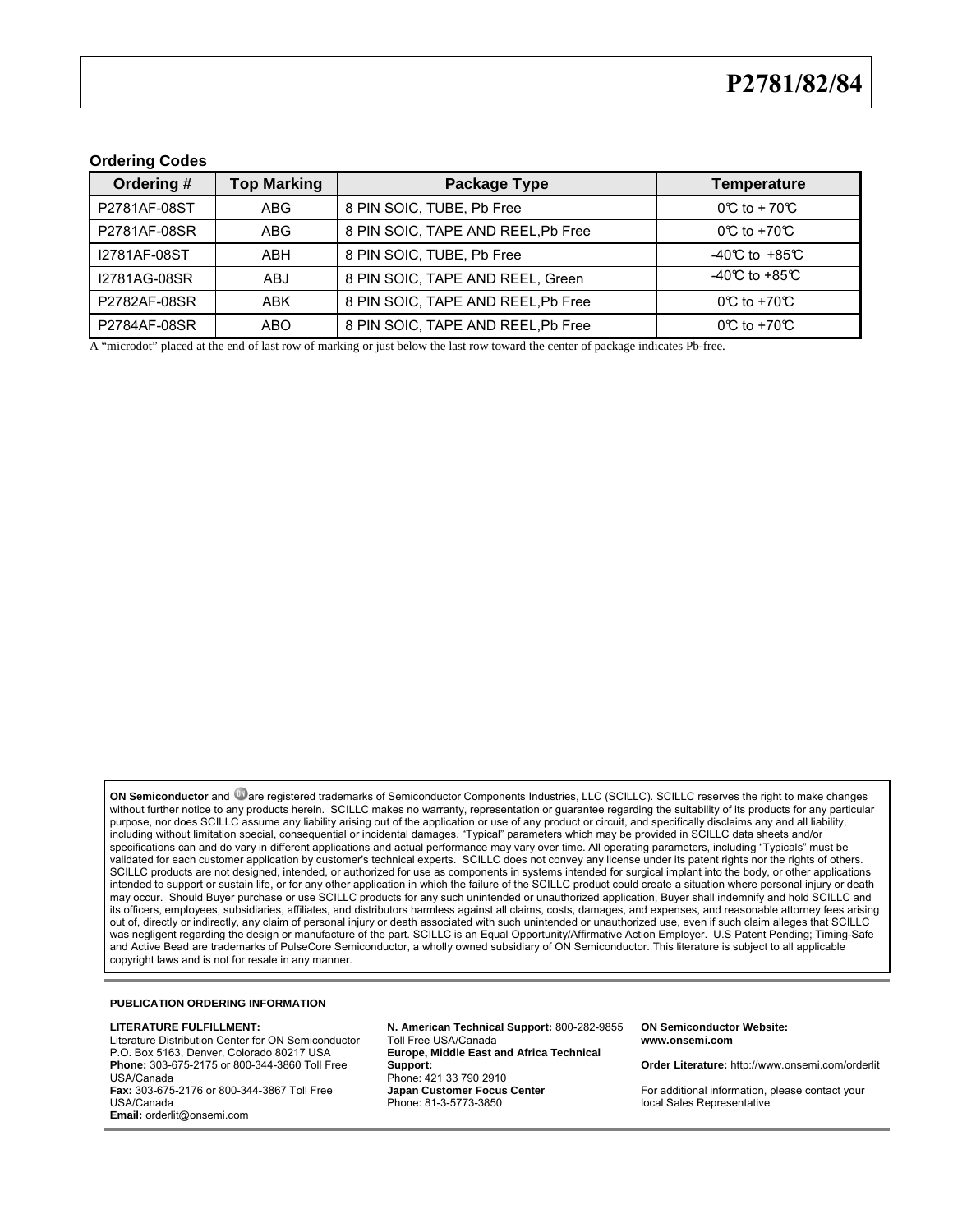## Ordering Codes

| Ordering # | Top Marking | Package Type | Temperature |
|---|---|---|---|
| P2781AF-08ST | ABG | 8 PIN SOIC, TUBE, Pb Free | 0℃ to + 70℃ |
| P2781AF-08SR | ABG | 8 PIN SOIC, TAPE AND REEL,Pb Free | 0℃ to +70℃ |
| I2781AF-08ST | ABH | 8 PIN SOIC, TUBE, Pb Free | -40℃ to +85℃ |
| I2781AG-08SR | ABJ | 8 PIN SOIC, TAPE AND REEL, Green | -40℃ to +85℃ |
| P2782AF-08SR | ABK | 8 PIN SOIC, TAPE AND REEL,Pb Free | 0℃ to +70℃ |
| P2784AF-08SR | ABO | 8 PIN SOIC, TAPE AND REEL,Pb Free | 0℃ to +70℃ |

A "microdot" placed at the end of last row of marking or just below the last row toward the center of package indicates Pb-free.

**ON Semiconductor** and are registered trademarks of Semiconductor Components Industries, LLC (SCILLC). SCILLC reserves the right to make changes without further notice to any products herein. SCILLC makes no warranty, representation or guarantee regarding the suitability of its products for any particular purpose, nor does SCILLC assume any liability arising out of the application or use of any product or circuit, and specifically disclaims any and all liability, including without limitation special, consequential or incidental damages. "Typical" parameters which may be provided in SCILLC data sheets and/or specifications can and do vary in different applications and actual performance may vary over time. All operating parameters, including "Typicals" must be validated for each customer application by customer's technical experts. SCILLC does not convey any license under its patent rights nor the rights of others. SCILLC products are not designed, intended, or authorized for use as components in systems intended for surgical implant into the body, or other applications intended to support or sustain life, or for any other application in which the failure of the SCILLC product could create a situation where personal injury or death may occur. Should Buyer purchase or use SCILLC products for any such unintended or unauthorized application, Buyer shall indemnify and hold SCILLC and its officers, employees, subsidiaries, affiliates, and distributors harmless against all claims, costs, damages, and expenses, and reasonable attorney fees arising out of, directly or indirectly, any claim of personal injury or death associated with such unintended or unauthorized use, even if such claim alleges that SCILLC was negligent regarding the design or manufacture of the part. SCILLC is an Equal Opportunity/Affirmative Action Employer. U.S Patent Pending; Timing-Safe and Active Bead are trademarks of PulseCore Semiconductor, a wholly owned subsidiary of ON Semiconductor. This literature is subject to all applicable copyright laws and is not for resale in any manner.

**PUBLICATION ORDERING INFORMATION**

**LITERATURE FULFILLMENT:**
Literature Distribution Center for ON Semiconductor
P.O. Box 5163, Denver, Colorado 80217 USA
**Phone:** 303-675-2175 or 800-344-3860 Toll Free USA/Canada
**Fax:** 303-675-2176 or 800-344-3867 Toll Free USA/Canada
**Email:** orderlit@onsemi.com

**N. American Technical Support:** 800-282-9855 Toll Free USA/Canada
**Europe, Middle East and Africa Technical Support:**
Phone: 421 33 790 2910
**Japan Customer Focus Center**
Phone: 81-3-5773-3850

**ON Semiconductor Website: www.onsemi.com**

**Order Literature:** http://www.onsemi.com/orderlit

For additional information, please contact your local Sales Representative